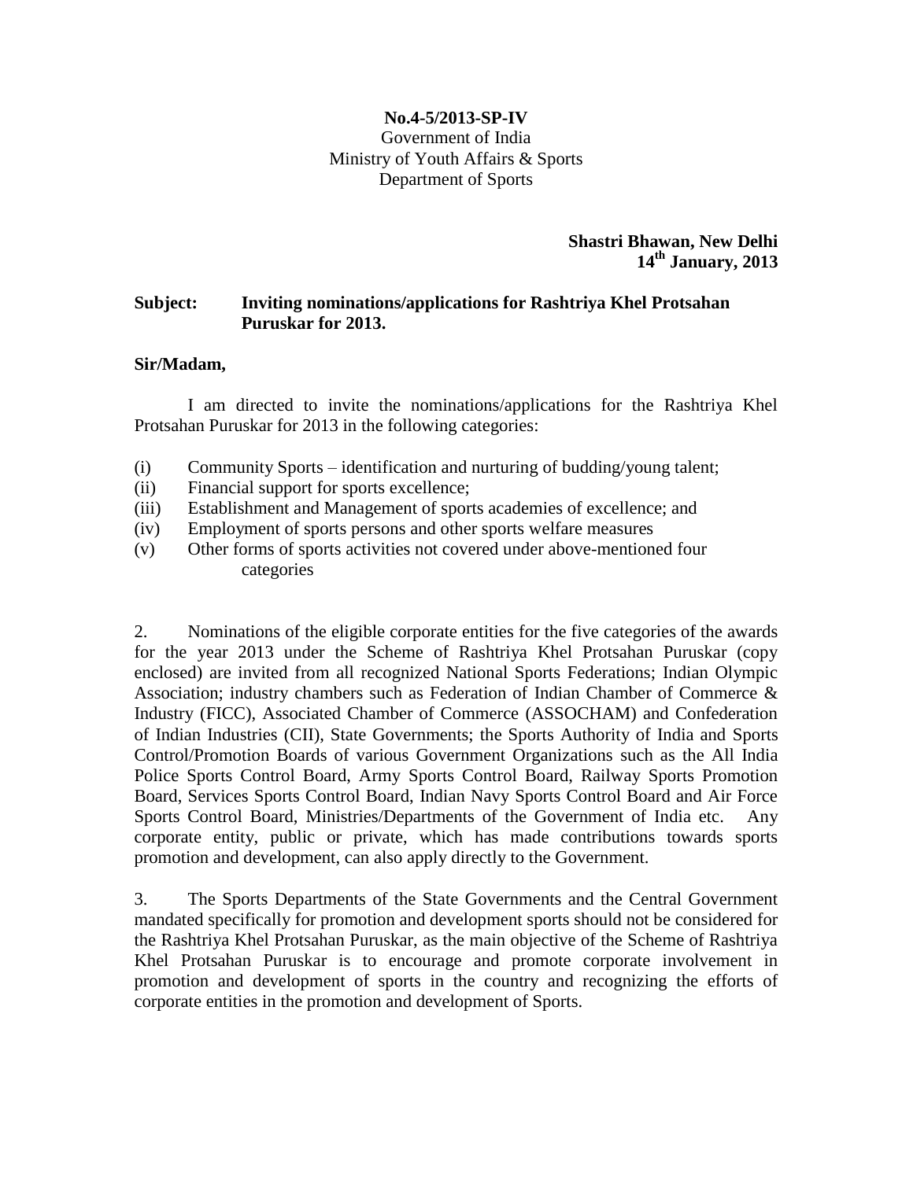**No.4-5/2013-SP-IV**
Government of India
Ministry of Youth Affairs & Sports
Department of Sports

**Shastri Bhawan, New Delhi**
**14th January, 2013**

**Subject: Inviting nominations/applications for Rashtriya Khel Protsahan Puruskar for 2013.**

**Sir/Madam,**

I am directed to invite the nominations/applications for the Rashtriya Khel Protsahan Puruskar for 2013 in the following categories:

(i) Community Sports – identification and nurturing of budding/young talent;
(ii) Financial support for sports excellence;
(iii) Establishment and Management of sports academies of excellence; and
(iv) Employment of sports persons and other sports welfare measures
(v) Other forms of sports activities not covered under above-mentioned four categories

2. Nominations of the eligible corporate entities for the five categories of the awards for the year 2013 under the Scheme of Rashtriya Khel Protsahan Puruskar (copy enclosed) are invited from all recognized National Sports Federations; Indian Olympic Association; industry chambers such as Federation of Indian Chamber of Commerce & Industry (FICC), Associated Chamber of Commerce (ASSOCHAM) and Confederation of Indian Industries (CII), State Governments; the Sports Authority of India and Sports Control/Promotion Boards of various Government Organizations such as the All India Police Sports Control Board, Army Sports Control Board, Railway Sports Promotion Board, Services Sports Control Board, Indian Navy Sports Control Board and Air Force Sports Control Board, Ministries/Departments of the Government of India etc. Any corporate entity, public or private, which has made contributions towards sports promotion and development, can also apply directly to the Government.

3. The Sports Departments of the State Governments and the Central Government mandated specifically for promotion and development sports should not be considered for the Rashtriya Khel Protsahan Puruskar, as the main objective of the Scheme of Rashtriya Khel Protsahan Puruskar is to encourage and promote corporate involvement in promotion and development of sports in the country and recognizing the efforts of corporate entities in the promotion and development of Sports.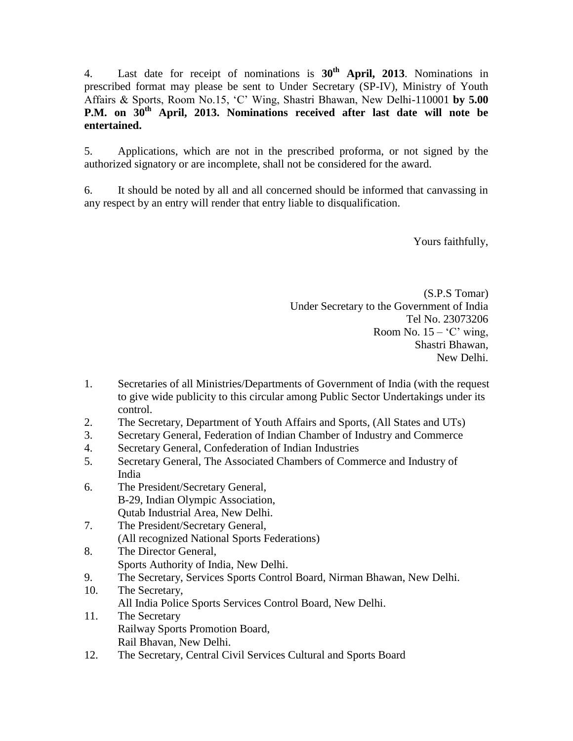4. Last date for receipt of nominations is **30th April, 2013**. Nominations in prescribed format may please be sent to Under Secretary (SP-IV), Ministry of Youth Affairs & Sports, Room No.15, 'C' Wing, Shastri Bhawan, New Delhi-110001 **by 5.00 P.M. on 30th April, 2013. Nominations received after last date will note be entertained.**

5. Applications, which are not in the prescribed proforma, or not signed by the authorized signatory or are incomplete, shall not be considered for the award.

6. It should be noted by all and all concerned should be informed that canvassing in any respect by an entry will render that entry liable to disqualification.

Yours faithfully,

(S.P.S Tomar)
Under Secretary to the Government of India
Tel No. 23073206
Room No. 15 – 'C' wing,
Shastri Bhawan,
New Delhi.

1. Secretaries of all Ministries/Departments of Government of India (with the request to give wide publicity to this circular among Public Sector Undertakings under its control.
2. The Secretary, Department of Youth Affairs and Sports, (All States and UTs)
3. Secretary General, Federation of Indian Chamber of Industry and Commerce
4. Secretary General, Confederation of Indian Industries
5. Secretary General, The Associated Chambers of Commerce and Industry of India
6. The President/Secretary General,
   B-29, Indian Olympic Association,
   Qutab Industrial Area, New Delhi.
7. The President/Secretary General,
   (All recognized National Sports Federations)
8. The Director General,
   Sports Authority of India, New Delhi.
9. The Secretary, Services Sports Control Board, Nirman Bhawan, New Delhi.
10. The Secretary,
    All India Police Sports Services Control Board, New Delhi.
11. The Secretary
    Railway Sports Promotion Board,
    Rail Bhavan, New Delhi.
12. The Secretary, Central Civil Services Cultural and Sports Board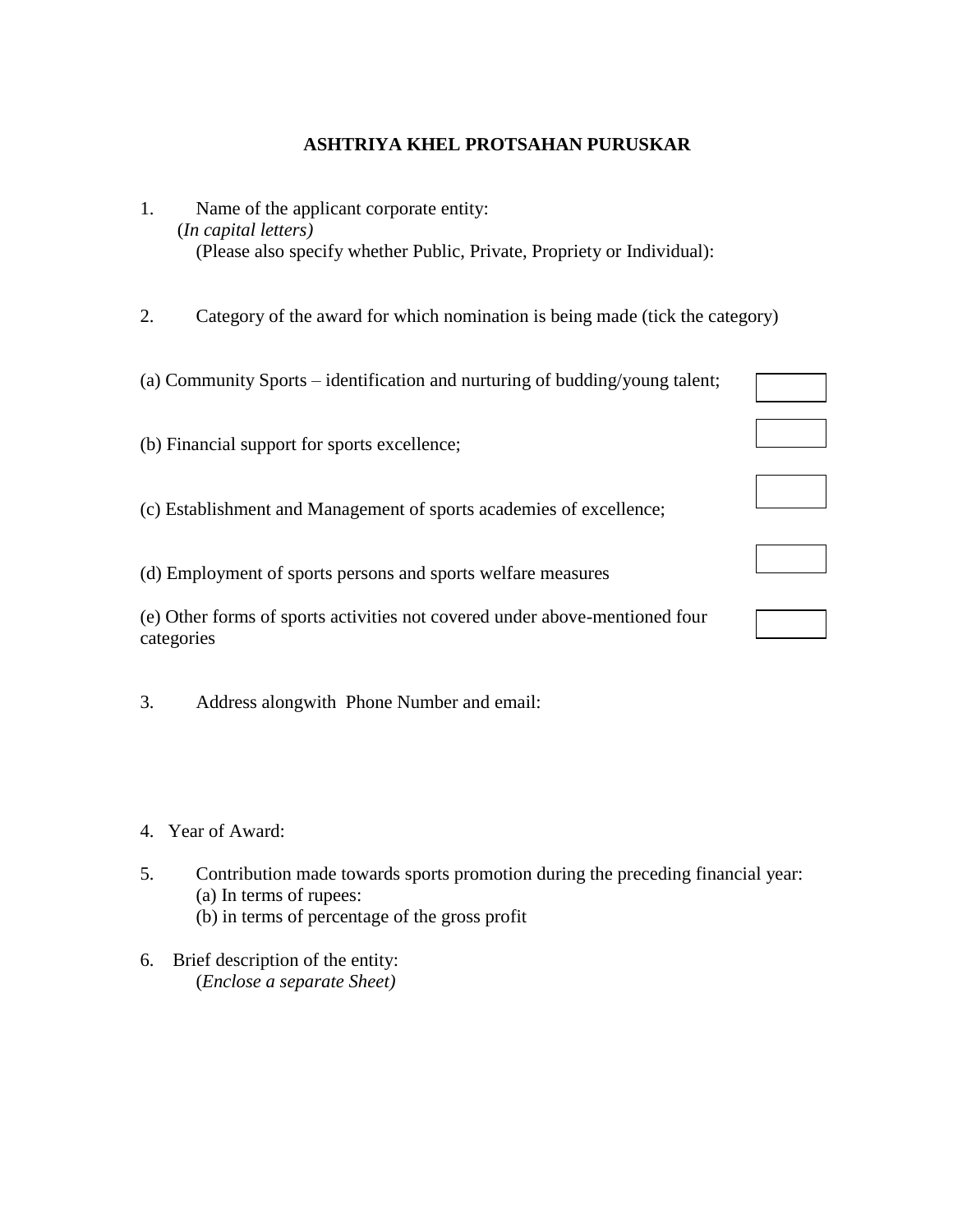## ASHTRIYA KHEL PROTSAHAN PURUSKAR

1. Name of the applicant corporate entity:
   (*In capital letters)*
   (Please also specify whether Public, Private, Propriety or Individual):

2. Category of the award for which nomination is being made (tick the category)

(a) Community Sports – identification and nurturing of budding/young talent; ☐

(b) Financial support for sports excellence; ☐

(c) Establishment and Management of sports academies of excellence; ☐

(d) Employment of sports persons and sports welfare measures ☐

(e) Other forms of sports activities not covered under above-mentioned four categories ☐

3. Address alongwith Phone Number and email:

4. Year of Award:

5. Contribution made towards sports promotion during the preceding financial year:
   (a) In terms of rupees:
   (b) in terms of percentage of the gross profit

6. Brief description of the entity:
   (*Enclose a separate Sheet)*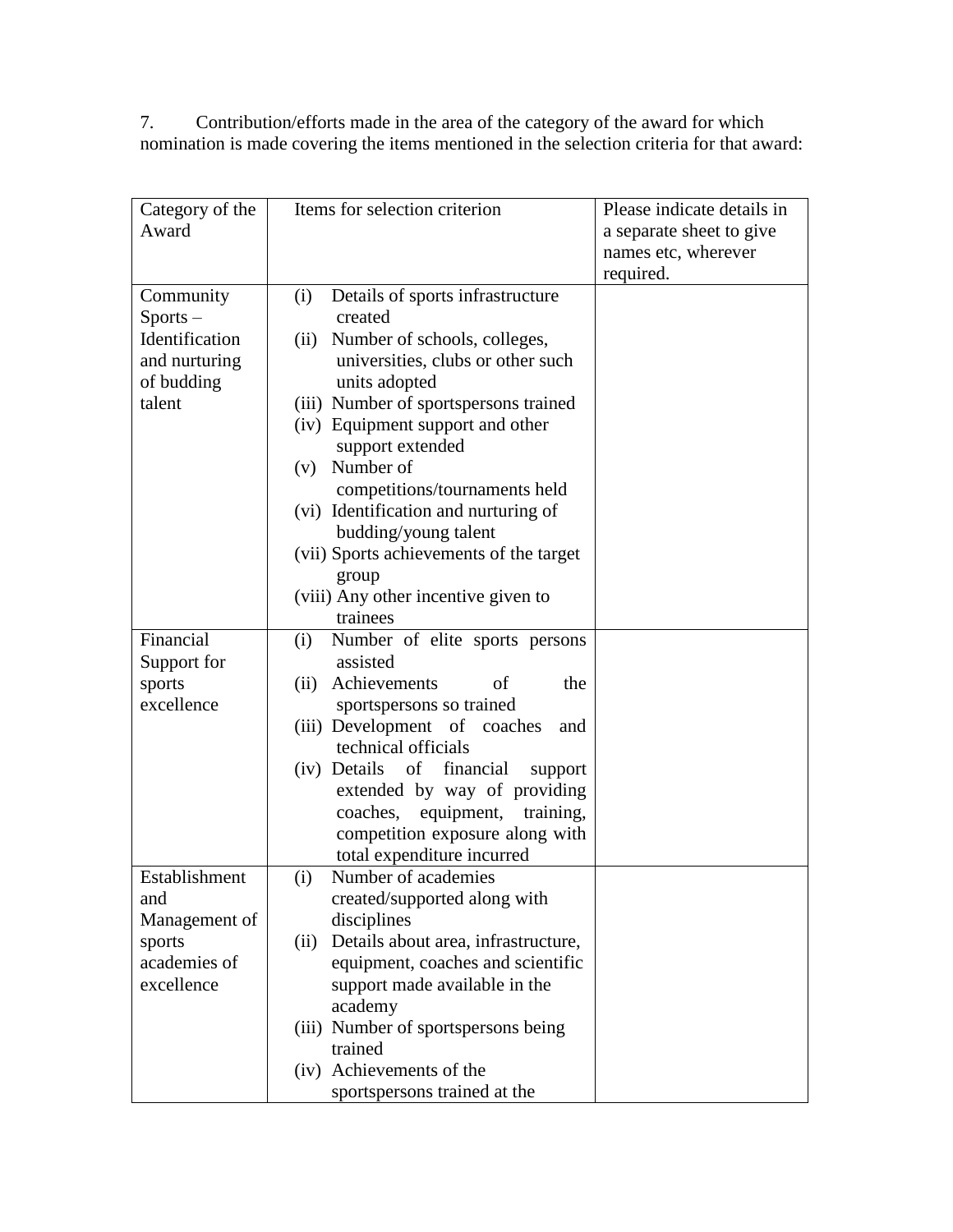7. Contribution/efforts made in the area of the category of the award for which nomination is made covering the items mentioned in the selection criteria for that award:

| Category of the Award | Items for selection criterion | Please indicate details in a separate sheet to give names etc, wherever required. |
|---|---|---|
| Community Sports – Identification and nurturing of budding talent | (i) Details of sports infrastructure created<br>(ii) Number of schools, colleges, universities, clubs or other such units adopted<br>(iii) Number of sportspersons trained<br>(iv) Equipment support and other support extended<br>(v) Number of competitions/tournaments held<br>(vi) Identification and nurturing of budding/young talent<br>(vii) Sports achievements of the target group<br>(viii) Any other incentive given to trainees | |
| Financial Support for sports excellence | (i) Number of elite sports persons assisted<br>(ii) Achievements of the sportspersons so trained<br>(iii) Development of coaches and technical officials<br>(iv) Details of financial support extended by way of providing coaches, equipment, training, competition exposure along with total expenditure incurred | |
| Establishment and Management of sports academies of excellence | (i) Number of academies created/supported along with disciplines<br>(ii) Details about area, infrastructure, equipment, coaches and scientific support made available in the academy<br>(iii) Number of sportspersons being trained<br>(iv) Achievements of the sportspersons trained at the | |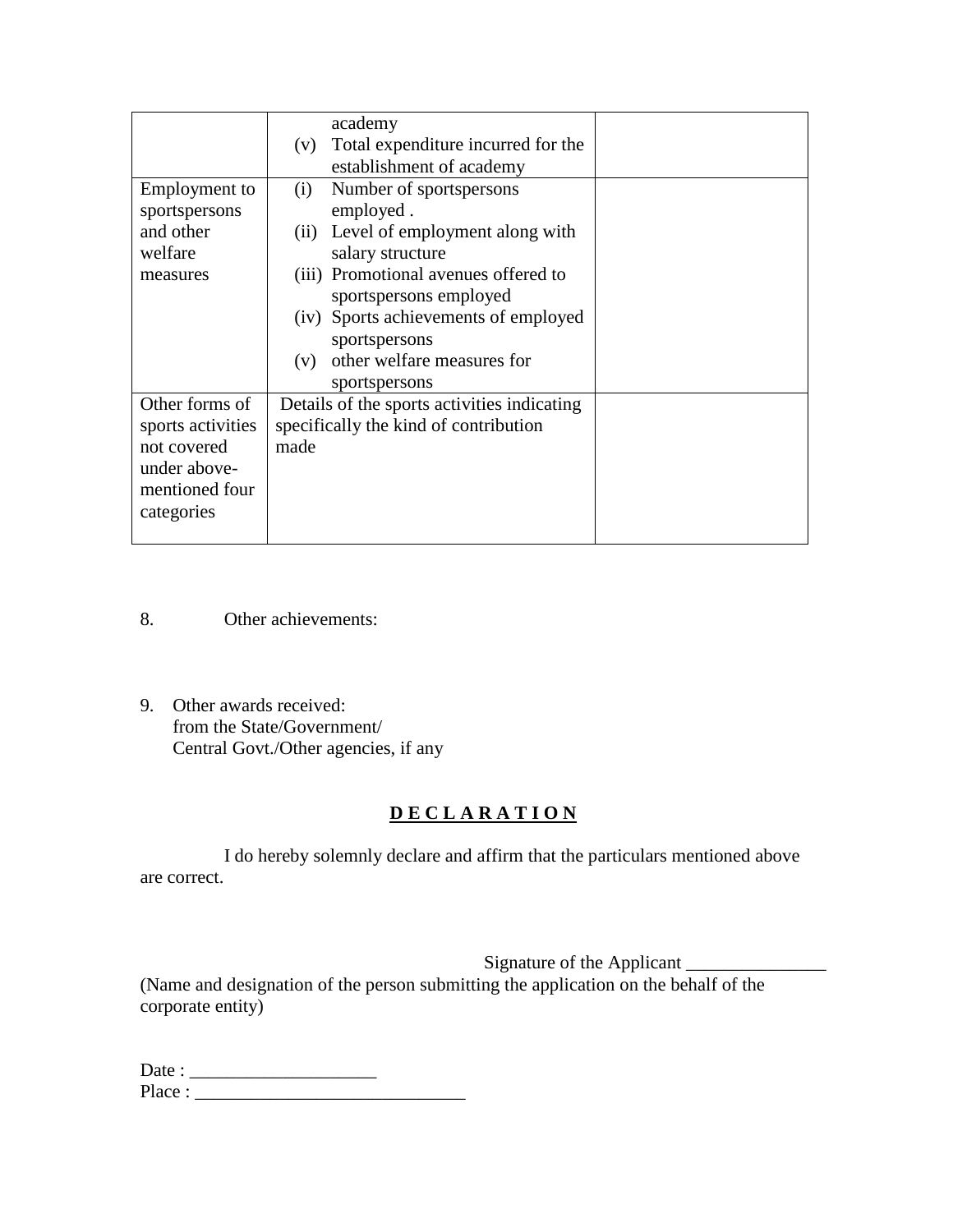| | | |
|---|---|---|
| | academy<br>(v) Total expenditure incurred for the establishment of academy | |
| Employment to sportspersons and other welfare measures | (i) Number of sportspersons employed .<br>(ii) Level of employment along with salary structure<br>(iii) Promotional avenues offered to sportspersons employed<br>(iv) Sports achievements of employed sportspersons<br>(v) other welfare measures for sportspersons | |
| Other forms of sports activities not covered under above-mentioned four categories | Details of the sports activities indicating specifically the kind of contribution made | |

8. Other achievements:

9. Other awards received:
   from the State/Government/
   Central Govt./Other agencies, if any

**D E C L A R A T I O N**

I do hereby solemnly declare and affirm that the particulars mentioned above are correct.

Signature of the Applicant _______________
(Name and designation of the person submitting the application on the behalf of the corporate entity)

Date : ____________________
Place : _____________________________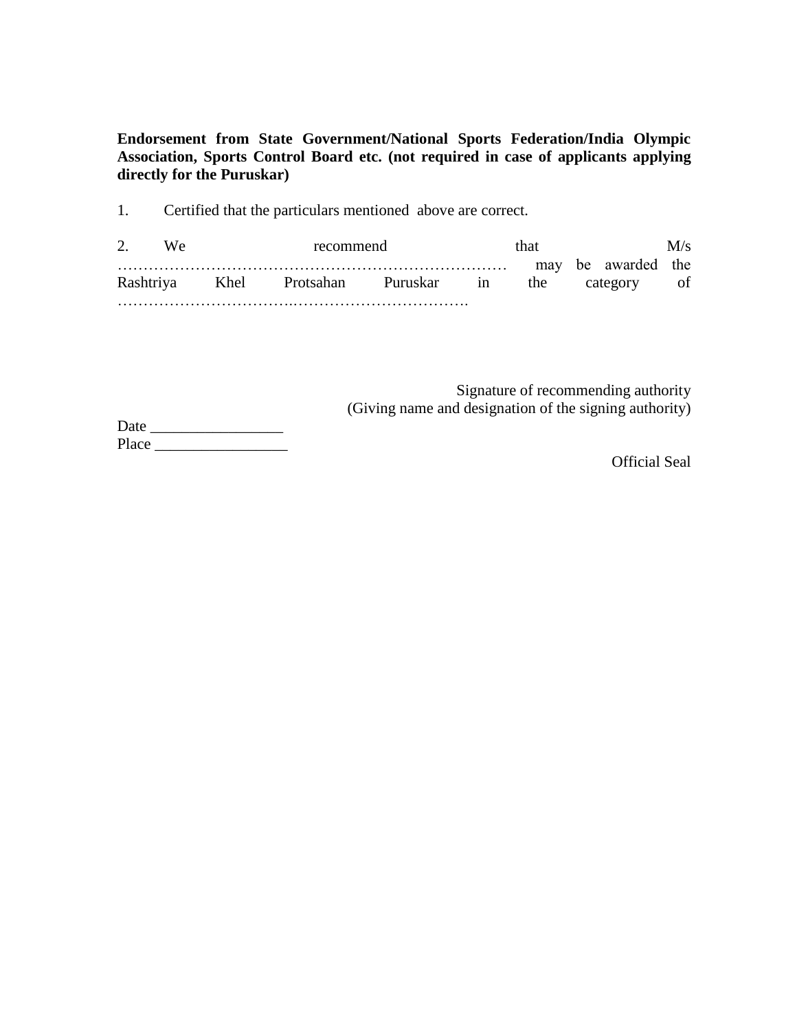**Endorsement from State Government/National Sports Federation/India Olympic Association, Sports Control Board etc. (not required in case of applicants applying directly for the Puruskar)**

1. Certified that the particulars mentioned above are correct.

2. We recommend that M/s …………………………………………………………………… may be awarded the Rashtriya Khel Protsahan Puruskar in the category of ……………………………..…………………………….

Signature of recommending authority
(Giving name and designation of the signing authority)

Date _________________
Place _________________

Official Seal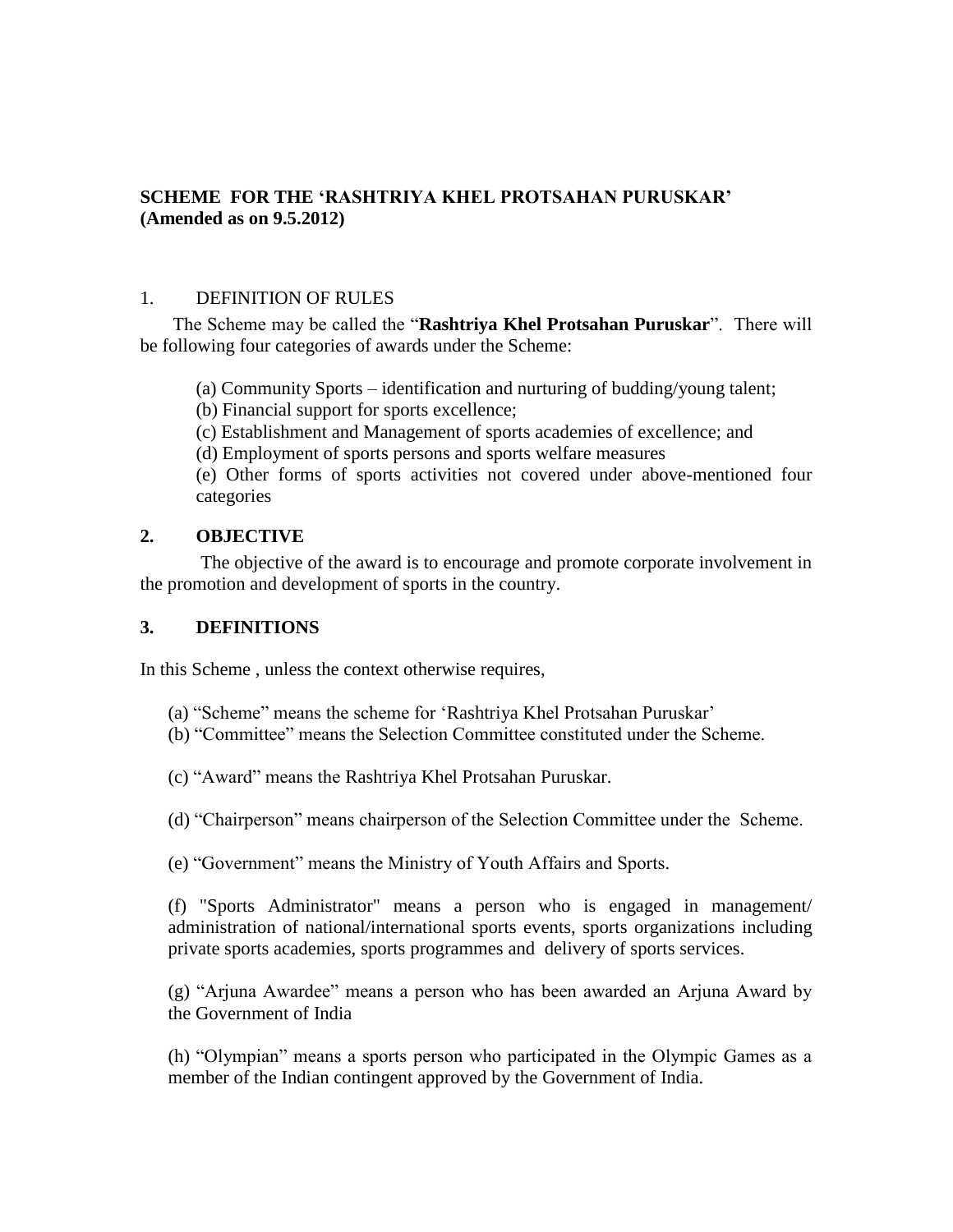**SCHEME FOR THE 'RASHTRIYA KHEL PROTSAHAN PURUSKAR'**
**(Amended as on 9.5.2012)**

1. DEFINITION OF RULES

The Scheme may be called the "**Rashtriya Khel Protsahan Puruskar**". There will be following four categories of awards under the Scheme:

(a) Community Sports – identification and nurturing of budding/young talent;

(b) Financial support for sports excellence;

(c) Establishment and Management of sports academies of excellence; and

(d) Employment of sports persons and sports welfare measures

(e) Other forms of sports activities not covered under above-mentioned four categories

## 2. OBJECTIVE

The objective of the award is to encourage and promote corporate involvement in the promotion and development of sports in the country.

## 3. DEFINITIONS

In this Scheme , unless the context otherwise requires,

(a) "Scheme" means the scheme for 'Rashtriya Khel Protsahan Puruskar'

(b) "Committee" means the Selection Committee constituted under the Scheme.

(c) "Award" means the Rashtriya Khel Protsahan Puruskar.

(d) "Chairperson" means chairperson of the Selection Committee under the Scheme.

(e) "Government" means the Ministry of Youth Affairs and Sports.

(f) "Sports Administrator" means a person who is engaged in management/ administration of national/international sports events, sports organizations including private sports academies, sports programmes and delivery of sports services.

(g) "Arjuna Awardee" means a person who has been awarded an Arjuna Award by the Government of India

(h) "Olympian" means a sports person who participated in the Olympic Games as a member of the Indian contingent approved by the Government of India.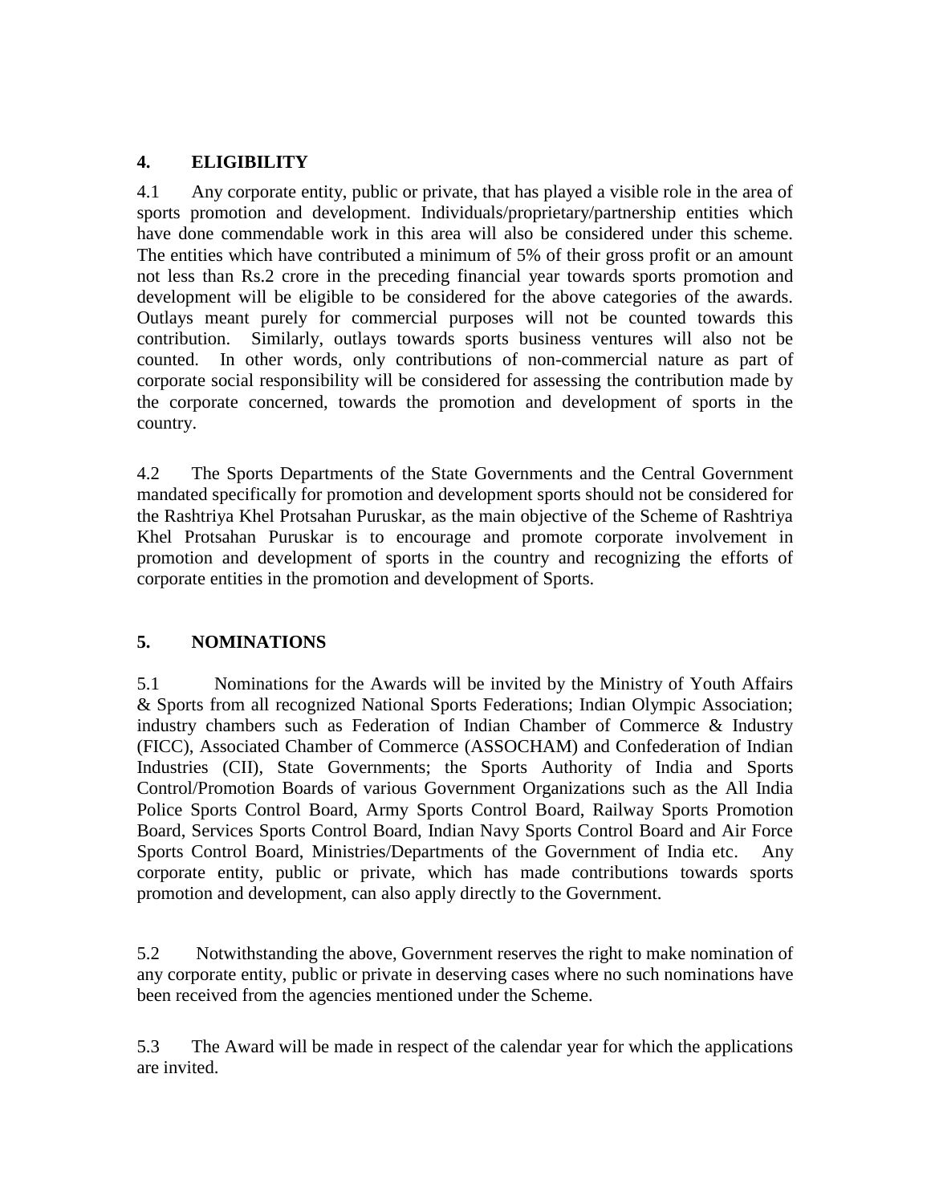## 4. ELIGIBILITY

4.1 Any corporate entity, public or private, that has played a visible role in the area of sports promotion and development. Individuals/proprietary/partnership entities which have done commendable work in this area will also be considered under this scheme. The entities which have contributed a minimum of 5% of their gross profit or an amount not less than Rs.2 crore in the preceding financial year towards sports promotion and development will be eligible to be considered for the above categories of the awards. Outlays meant purely for commercial purposes will not be counted towards this contribution. Similarly, outlays towards sports business ventures will also not be counted. In other words, only contributions of non-commercial nature as part of corporate social responsibility will be considered for assessing the contribution made by the corporate concerned, towards the promotion and development of sports in the country.

4.2 The Sports Departments of the State Governments and the Central Government mandated specifically for promotion and development sports should not be considered for the Rashtriya Khel Protsahan Puruskar, as the main objective of the Scheme of Rashtriya Khel Protsahan Puruskar is to encourage and promote corporate involvement in promotion and development of sports in the country and recognizing the efforts of corporate entities in the promotion and development of Sports.

## 5. NOMINATIONS

5.1 Nominations for the Awards will be invited by the Ministry of Youth Affairs & Sports from all recognized National Sports Federations; Indian Olympic Association; industry chambers such as Federation of Indian Chamber of Commerce & Industry (FICC), Associated Chamber of Commerce (ASSOCHAM) and Confederation of Indian Industries (CII), State Governments; the Sports Authority of India and Sports Control/Promotion Boards of various Government Organizations such as the All India Police Sports Control Board, Army Sports Control Board, Railway Sports Promotion Board, Services Sports Control Board, Indian Navy Sports Control Board and Air Force Sports Control Board, Ministries/Departments of the Government of India etc. Any corporate entity, public or private, which has made contributions towards sports promotion and development, can also apply directly to the Government.

5.2 Notwithstanding the above, Government reserves the right to make nomination of any corporate entity, public or private in deserving cases where no such nominations have been received from the agencies mentioned under the Scheme.

5.3 The Award will be made in respect of the calendar year for which the applications are invited.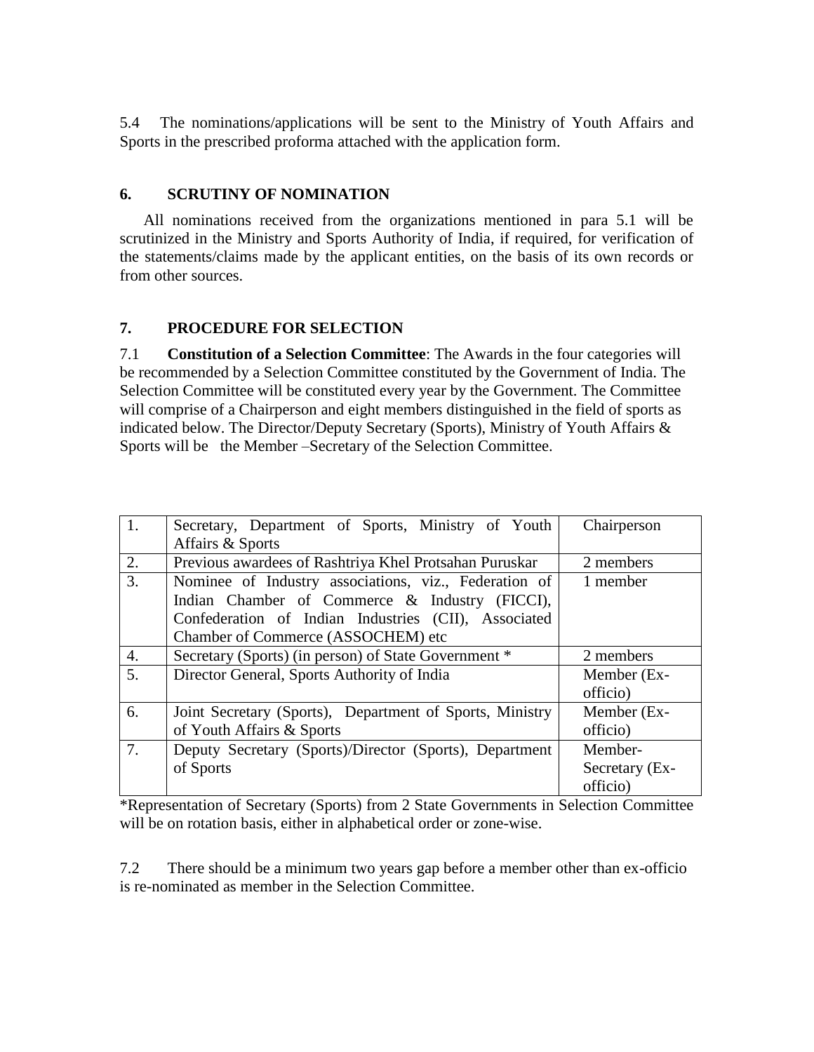5.4 The nominations/applications will be sent to the Ministry of Youth Affairs and Sports in the prescribed proforma attached with the application form.

## 6. SCRUTINY OF NOMINATION

All nominations received from the organizations mentioned in para 5.1 will be scrutinized in the Ministry and Sports Authority of India, if required, for verification of the statements/claims made by the applicant entities, on the basis of its own records or from other sources.

## 7. PROCEDURE FOR SELECTION

7.1 **Constitution of a Selection Committee**: The Awards in the four categories will be recommended by a Selection Committee constituted by the Government of India. The Selection Committee will be constituted every year by the Government. The Committee will comprise of a Chairperson and eight members distinguished in the field of sports as indicated below. The Director/Deputy Secretary (Sports), Ministry of Youth Affairs & Sports will be the Member –Secretary of the Selection Committee.

| | | |
|---|---|---|
| 1. | Secretary, Department of Sports, Ministry of Youth Affairs & Sports | Chairperson |
| 2. | Previous awardees of Rashtriya Khel Protsahan Puruskar | 2 members |
| 3. | Nominee of Industry associations, viz., Federation of Indian Chamber of Commerce & Industry (FICCI), Confederation of Indian Industries (CII), Associated Chamber of Commerce (ASSOCHEM) etc | 1 member |
| 4. | Secretary (Sports) (in person) of State Government * | 2 members |
| 5. | Director General, Sports Authority of India | Member (Ex-officio) |
| 6. | Joint Secretary (Sports), Department of Sports, Ministry of Youth Affairs & Sports | Member (Ex-officio) |
| 7. | Deputy Secretary (Sports)/Director (Sports), Department of Sports | Member-Secretary (Ex-officio) |

*Representation of Secretary (Sports) from 2 State Governments in Selection Committee will be on rotation basis, either in alphabetical order or zone-wise.

7.2 There should be a minimum two years gap before a member other than ex-officio is re-nominated as member in the Selection Committee.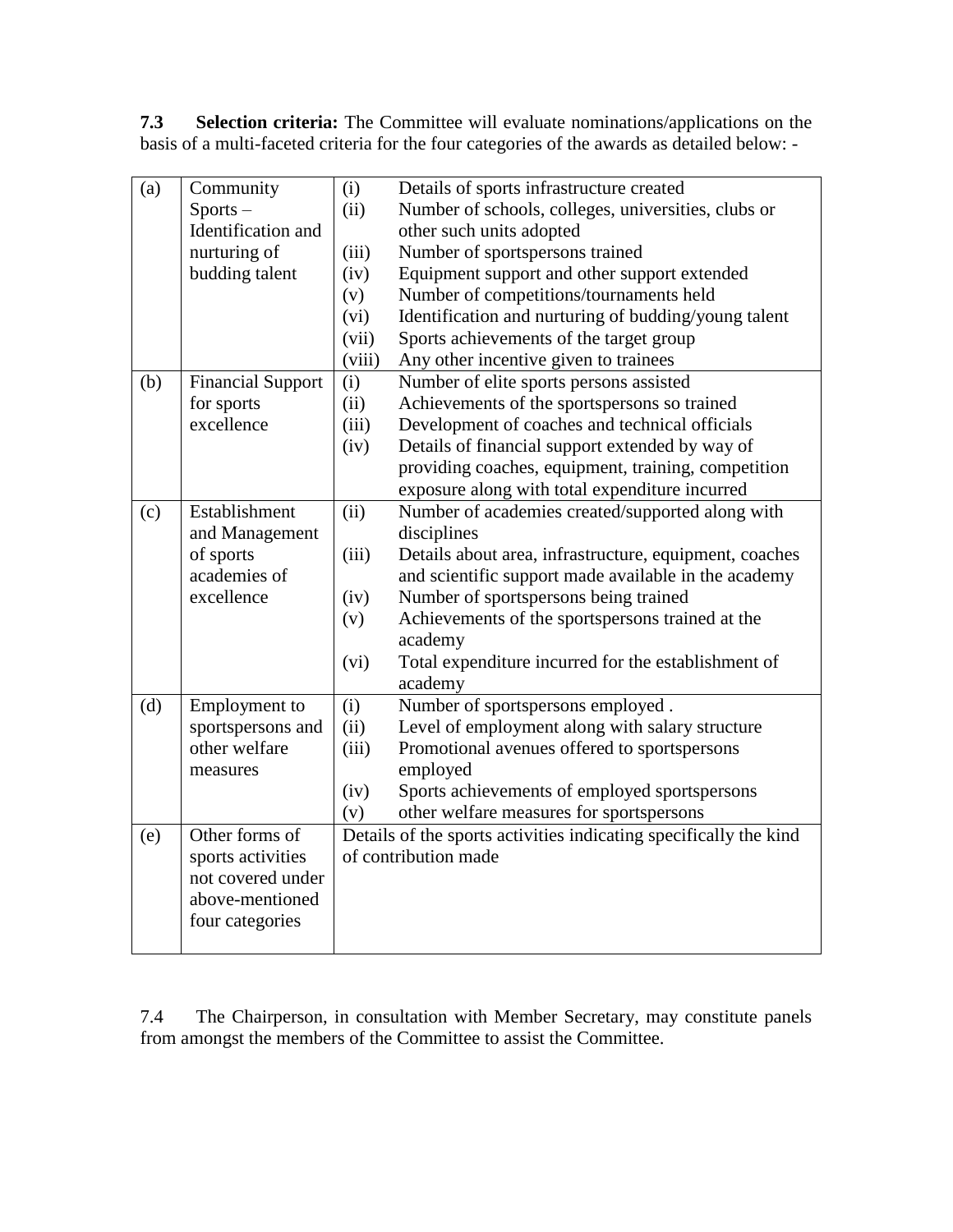**7.3 Selection criteria:** The Committee will evaluate nominations/applications on the basis of a multi-faceted criteria for the four categories of the awards as detailed below: -

| | | |
|---|---|---|
| (a) | Community Sports – Identification and nurturing of budding talent | (i) Details of sports infrastructure created<br>(ii) Number of schools, colleges, universities, clubs or other such units adopted<br>(iii) Number of sportspersons trained<br>(iv) Equipment support and other support extended<br>(v) Number of competitions/tournaments held<br>(vi) Identification and nurturing of budding/young talent<br>(vii) Sports achievements of the target group<br>(viii) Any other incentive given to trainees |
| (b) | Financial Support for sports excellence | (i) Number of elite sports persons assisted<br>(ii) Achievements of the sportspersons so trained<br>(iii) Development of coaches and technical officials<br>(iv) Details of financial support extended by way of providing coaches, equipment, training, competition exposure along with total expenditure incurred |
| (c) | Establishment and Management of sports academies of excellence | (ii) Number of academies created/supported along with disciplines<br>(iii) Details about area, infrastructure, equipment, coaches and scientific support made available in the academy<br>(iv) Number of sportspersons being trained<br>(v) Achievements of the sportspersons trained at the academy<br>(vi) Total expenditure incurred for the establishment of academy |
| (d) | Employment to sportspersons and other welfare measures | (i) Number of sportspersons employed .<br>(ii) Level of employment along with salary structure<br>(iii) Promotional avenues offered to sportspersons employed<br>(iv) Sports achievements of employed sportspersons<br>(v) other welfare measures for sportspersons |
| (e) | Other forms of sports activities not covered under above-mentioned four categories | Details of the sports activities indicating specifically the kind of contribution made |

7.4 The Chairperson, in consultation with Member Secretary, may constitute panels from amongst the members of the Committee to assist the Committee.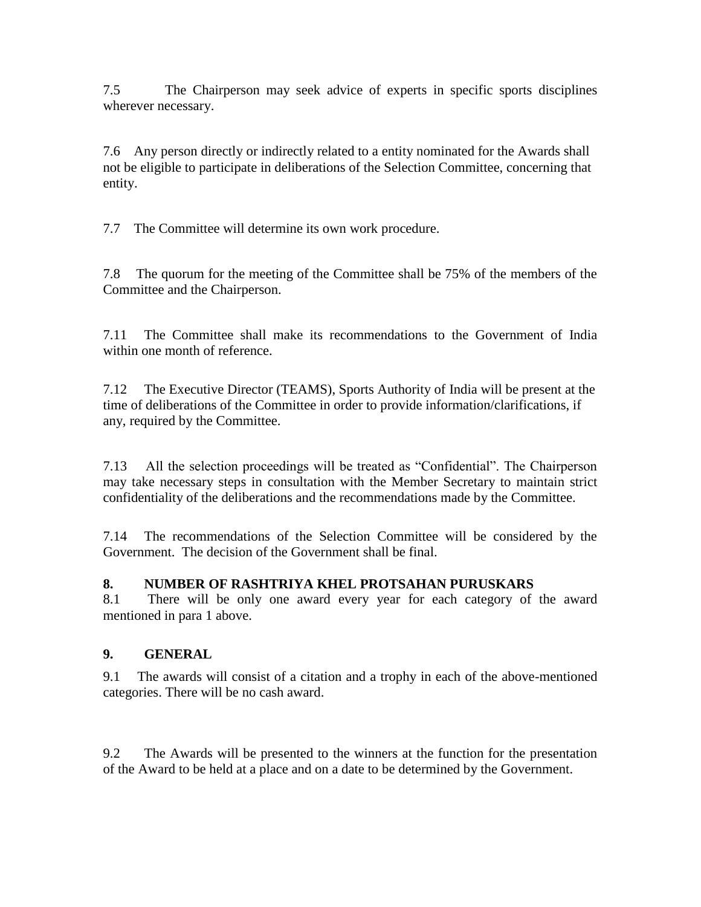7.5 The Chairperson may seek advice of experts in specific sports disciplines wherever necessary.

7.6 Any person directly or indirectly related to a entity nominated for the Awards shall not be eligible to participate in deliberations of the Selection Committee, concerning that entity.

7.7 The Committee will determine its own work procedure.

7.8 The quorum for the meeting of the Committee shall be 75% of the members of the Committee and the Chairperson.

7.11 The Committee shall make its recommendations to the Government of India within one month of reference.

7.12 The Executive Director (TEAMS), Sports Authority of India will be present at the time of deliberations of the Committee in order to provide information/clarifications, if any, required by the Committee.

7.13 All the selection proceedings will be treated as "Confidential". The Chairperson may take necessary steps in consultation with the Member Secretary to maintain strict confidentiality of the deliberations and the recommendations made by the Committee.

7.14 The recommendations of the Selection Committee will be considered by the Government. The decision of the Government shall be final.

## 8. NUMBER OF RASHTRIYA KHEL PROTSAHAN PURUSKARS

8.1 There will be only one award every year for each category of the award mentioned in para 1 above.

## 9. GENERAL

9.1 The awards will consist of a citation and a trophy in each of the above-mentioned categories. There will be no cash award.

9.2 The Awards will be presented to the winners at the function for the presentation of the Award to be held at a place and on a date to be determined by the Government.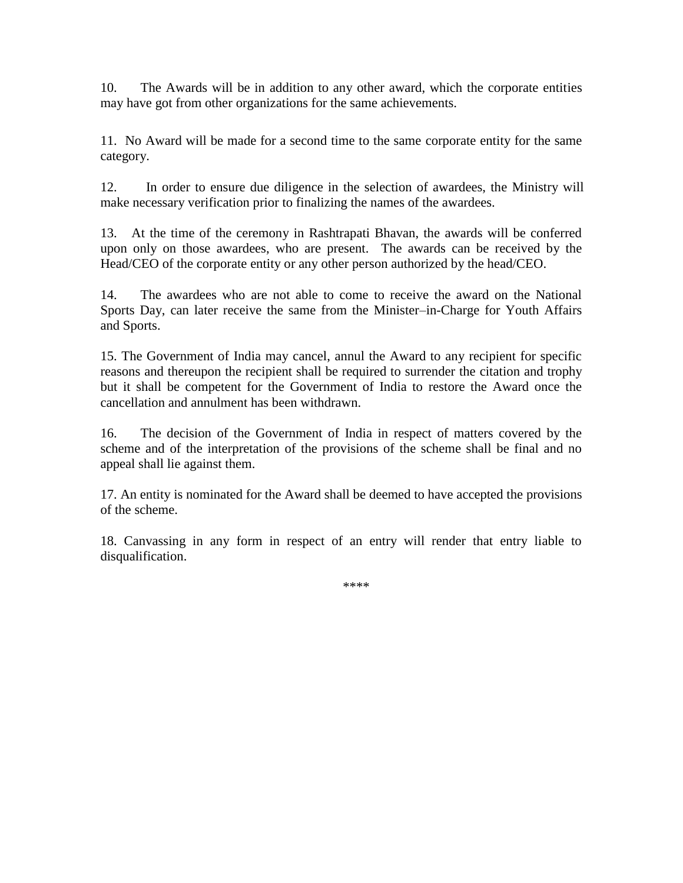10. The Awards will be in addition to any other award, which the corporate entities may have got from other organizations for the same achievements.

11. No Award will be made for a second time to the same corporate entity for the same category.

12. In order to ensure due diligence in the selection of awardees, the Ministry will make necessary verification prior to finalizing the names of the awardees.

13. At the time of the ceremony in Rashtrapati Bhavan, the awards will be conferred upon only on those awardees, who are present. The awards can be received by the Head/CEO of the corporate entity or any other person authorized by the head/CEO.

14. The awardees who are not able to come to receive the award on the National Sports Day, can later receive the same from the Minister–in-Charge for Youth Affairs and Sports.

15. The Government of India may cancel, annul the Award to any recipient for specific reasons and thereupon the recipient shall be required to surrender the citation and trophy but it shall be competent for the Government of India to restore the Award once the cancellation and annulment has been withdrawn.

16. The decision of the Government of India in respect of matters covered by the scheme and of the interpretation of the provisions of the scheme shall be final and no appeal shall lie against them.

17. An entity is nominated for the Award shall be deemed to have accepted the provisions of the scheme.

18. Canvassing in any form in respect of an entry will render that entry liable to disqualification.

****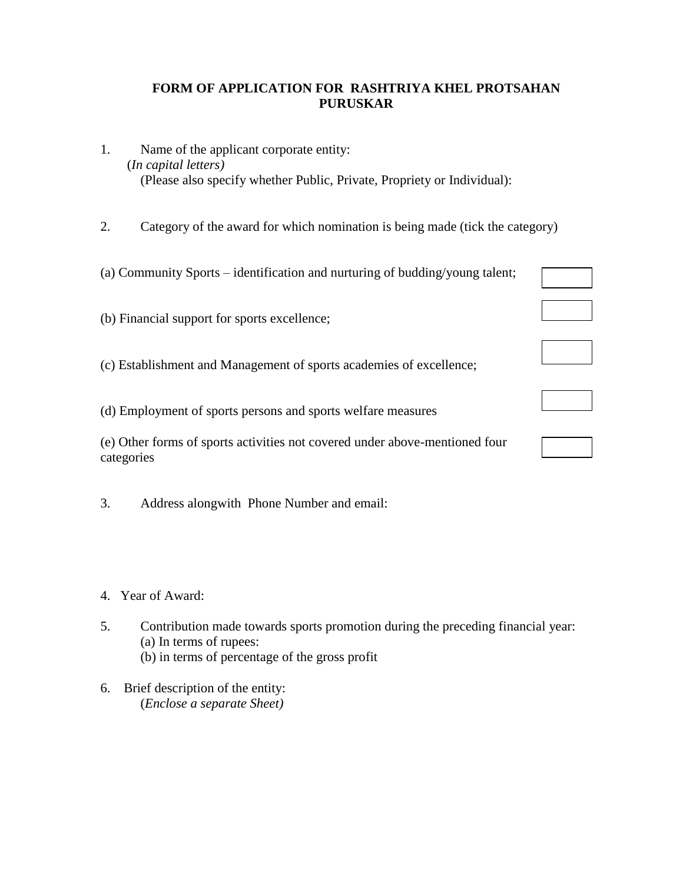**FORM OF APPLICATION FOR RASHTRIYA KHEL PROTSAHAN PURUSKAR**

1. Name of the applicant corporate entity:
   (*In capital letters)*
   (Please also specify whether Public, Private, Propriety or Individual):

2. Category of the award for which nomination is being made (tick the category)

(a) Community Sports – identification and nurturing of budding/young talent; ☐

(b) Financial support for sports excellence; ☐

(c) Establishment and Management of sports academies of excellence; ☐

(d) Employment of sports persons and sports welfare measures ☐

(e) Other forms of sports activities not covered under above-mentioned four categories ☐

3. Address alongwith Phone Number and email:

4. Year of Award:

5. Contribution made towards sports promotion during the preceding financial year:
   (a) In terms of rupees:
   (b) in terms of percentage of the gross profit

6. Brief description of the entity:
   (*Enclose a separate Sheet)*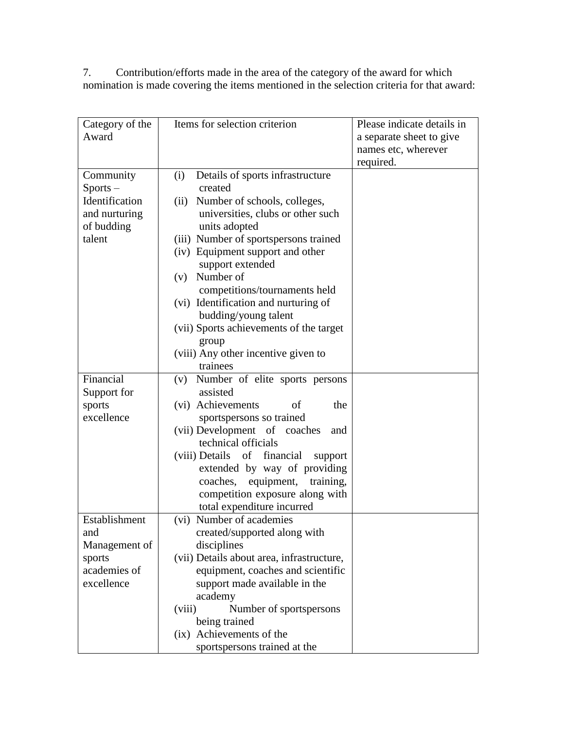7. Contribution/efforts made in the area of the category of the award for which nomination is made covering the items mentioned in the selection criteria for that award:

| Category of the Award | Items for selection criterion | Please indicate details in a separate sheet to give names etc, wherever required. |
|---|---|---|
| Community Sports – Identification and nurturing of budding talent | (i) Details of sports infrastructure created<br>(ii) Number of schools, colleges, universities, clubs or other such units adopted<br>(iii) Number of sportspersons trained<br>(iv) Equipment support and other support extended<br>(v) Number of competitions/tournaments held<br>(vi) Identification and nurturing of budding/young talent<br>(vii) Sports achievements of the target group<br>(viii) Any other incentive given to trainees | |
| Financial Support for sports excellence | (v) Number of elite sports persons assisted<br>(vi) Achievements of the sportspersons so trained<br>(vii) Development of coaches and technical officials<br>(viii) Details of financial support extended by way of providing coaches, equipment, training, competition exposure along with total expenditure incurred | |
| Establishment and Management of sports academies of excellence | (vi) Number of academies created/supported along with disciplines<br>(vii) Details about area, infrastructure, equipment, coaches and scientific support made available in the academy<br>(viii) Number of sportspersons being trained<br>(ix) Achievements of the sportspersons trained at the | |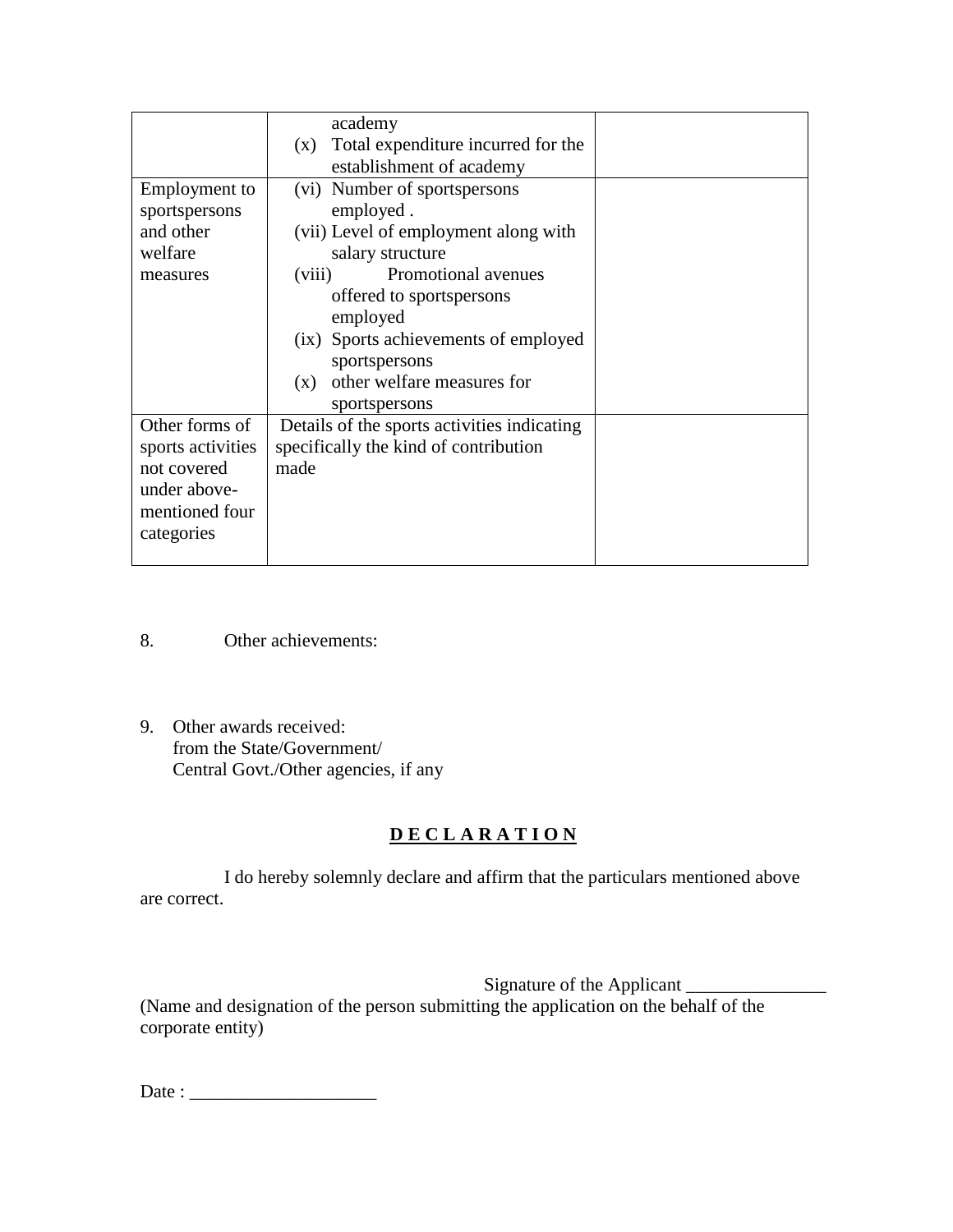| | | |
|---|---|---|
| | academy<br>(x) Total expenditure incurred for the establishment of academy | |
| Employment to sportspersons and other welfare measures | (vi) Number of sportspersons employed .<br>(vii) Level of employment along with salary structure<br>(viii) Promotional avenues offered to sportspersons employed<br>(ix) Sports achievements of employed sportspersons<br>(x) other welfare measures for sportspersons | |
| Other forms of sports activities not covered under above-mentioned four categories | Details of the sports activities indicating specifically the kind of contribution made | |

8. Other achievements:

9. Other awards received:
   from the State/Government/
   Central Govt./Other agencies, if any

## D E C L A R A T I O N

I do hereby solemnly declare and affirm that the particulars mentioned above are correct.

Signature of the Applicant _______________

(Name and designation of the person submitting the application on the behalf of the corporate entity)

Date : ____________________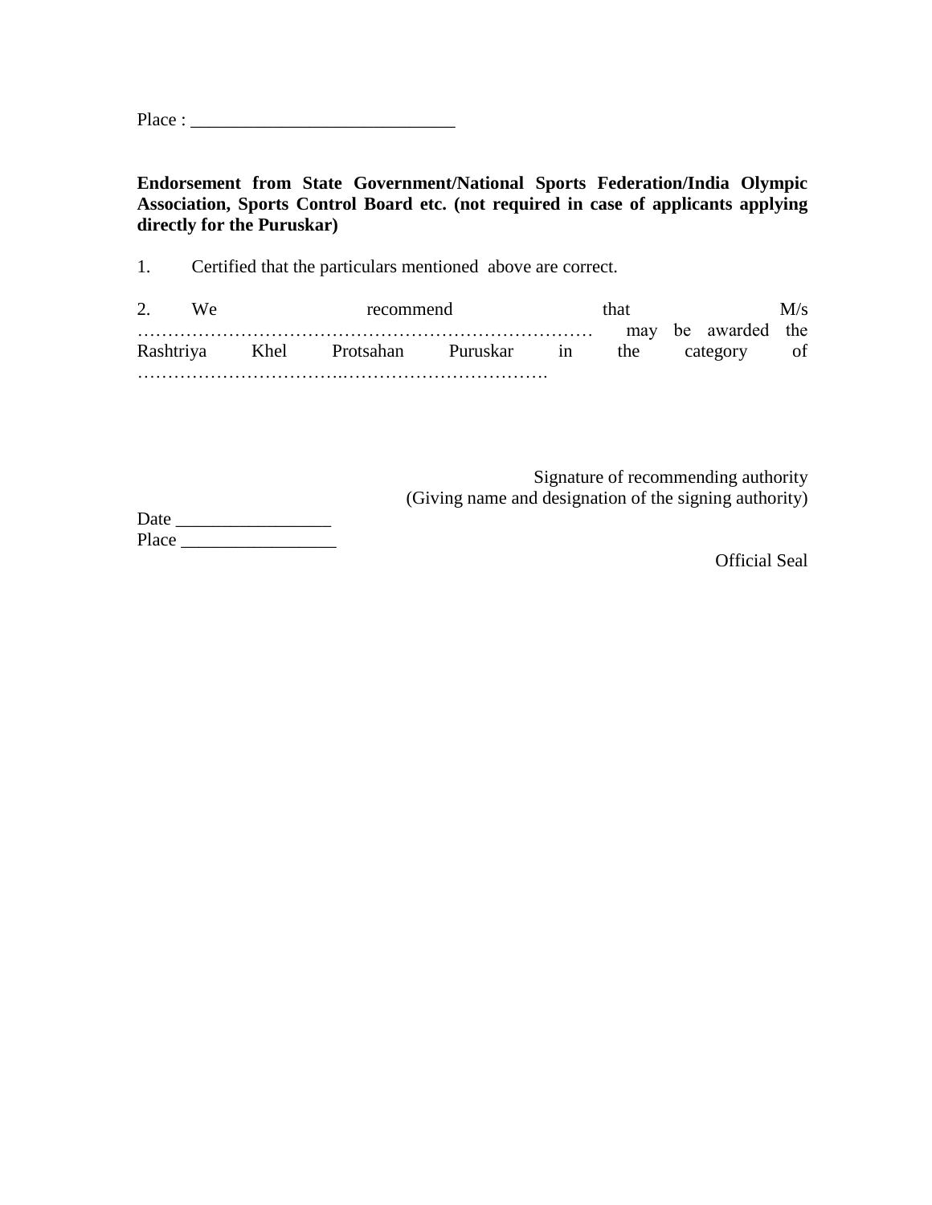Place : _____________________________

**Endorsement from State Government/National Sports Federation/India Olympic Association, Sports Control Board etc. (not required in case of applicants applying directly for the Puruskar)**

1. Certified that the particulars mentioned above are correct.

2. We recommend that M/s ………………………………………………………………… may be awarded the Rashtriya Khel Protsahan Puruskar in the category of ……………………………..…………………………….

Signature of recommending authority
(Giving name and designation of the signing authority)

Date _________________
Place _________________

Official Seal